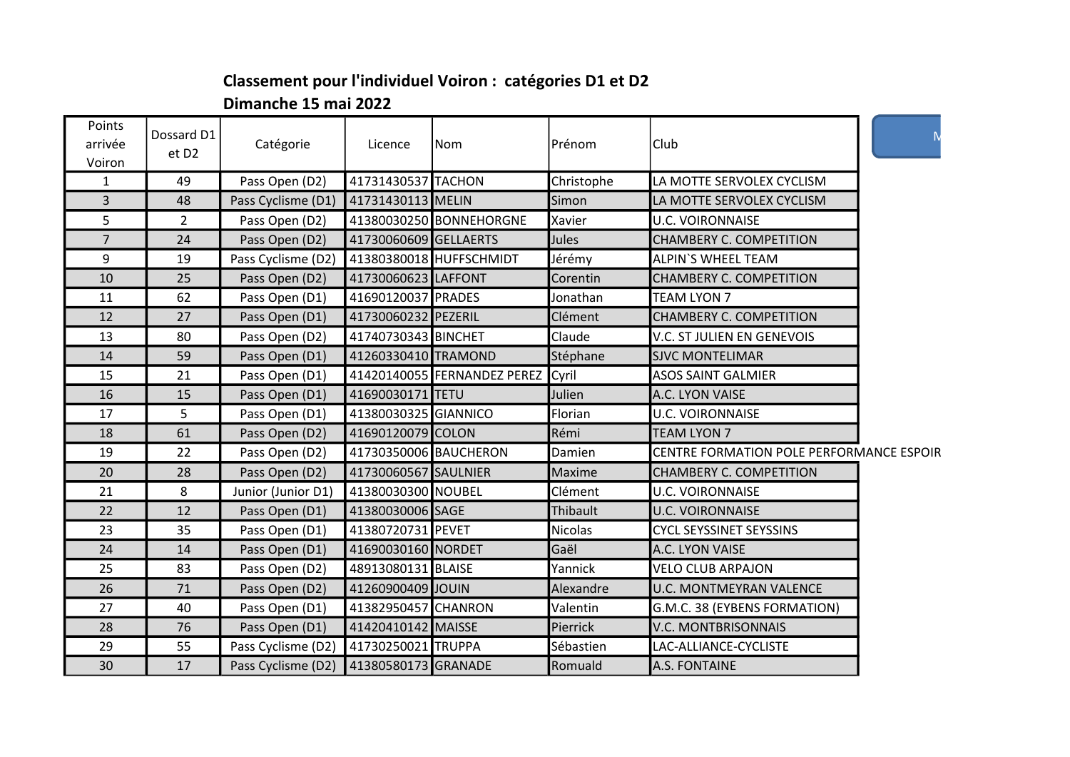**Classement pour l'individuel Voiron : catégories D1 et D2**

**Dimanche 15 mai 2022**

| Points arrivée Voiron | Dossard D1 et D2 | Catégorie | Licence | Nom | Prénom | Club |
|---|---|---|---|---|---|---|
| 1 | 49 | Pass Open (D2) | 41731430537 | TACHON | Christophe | LA MOTTE SERVOLEX CYCLISM |
| 3 | 48 | Pass Cyclisme (D1) | 41731430113 | MELIN | Simon | LA MOTTE SERVOLEX CYCLISM |
| 5 | 2 | Pass Open (D2) | 41380030250 | BONNEHORGNE | Xavier | U.C. VOIRONNAISE |
| 7 | 24 | Pass Open (D2) | 41730060609 | GELLAERTS | Jules | CHAMBERY C. COMPETITION |
| 9 | 19 | Pass Cyclisme (D2) | 41380380018 | HUFFSCHMIDT | Jérémy | ALPIN`S WHEEL TEAM |
| 10 | 25 | Pass Open (D2) | 41730060623 | LAFFONT | Corentin | CHAMBERY C. COMPETITION |
| 11 | 62 | Pass Open (D1) | 41690120037 | PRADES | Jonathan | TEAM LYON 7 |
| 12 | 27 | Pass Open (D1) | 41730060232 | PEZERIL | Clément | CHAMBERY C. COMPETITION |
| 13 | 80 | Pass Open (D2) | 41740730343 | BINCHET | Claude | V.C. ST JULIEN EN GENEVOIS |
| 14 | 59 | Pass Open (D1) | 41260330410 | TRAMOND | Stéphane | SJVC MONTELIMAR |
| 15 | 21 | Pass Open (D1) | 41420140055 | FERNANDEZ PEREZ | Cyril | ASOS SAINT GALMIER |
| 16 | 15 | Pass Open (D1) | 41690030171 | TETU | Julien | A.C. LYON VAISE |
| 17 | 5 | Pass Open (D1) | 41380030325 | GIANNICO | Florian | U.C. VOIRONNAISE |
| 18 | 61 | Pass Open (D2) | 41690120079 | COLON | Rémi | TEAM LYON 7 |
| 19 | 22 | Pass Open (D2) | 41730350006 | BAUCHERON | Damien | CENTRE FORMATION POLE PERFORMANCE ESPOIR |
| 20 | 28 | Pass Open (D2) | 41730060567 | SAULNIER | Maxime | CHAMBERY C. COMPETITION |
| 21 | 8 | Junior (Junior D1) | 41380030300 | NOUBEL | Clément | U.C. VOIRONNAISE |
| 22 | 12 | Pass Open (D1) | 41380030006 | SAGE | Thibault | U.C. VOIRONNAISE |
| 23 | 35 | Pass Open (D1) | 41380720731 | PEVET | Nicolas | CYCL SEYSSINET SEYSSINS |
| 24 | 14 | Pass Open (D1) | 41690030160 | NORDET | Gaël | A.C. LYON VAISE |
| 25 | 83 | Pass Open (D2) | 48913080131 | BLAISE | Yannick | VELO CLUB ARPAJON |
| 26 | 71 | Pass Open (D2) | 41260900409 | JOUIN | Alexandre | U.C. MONTMEYRAN VALENCE |
| 27 | 40 | Pass Open (D1) | 41382950457 | CHANRON | Valentin | G.M.C. 38 (EYBENS FORMATION) |
| 28 | 76 | Pass Open (D1) | 41420410142 | MAISSE | Pierrick | V.C. MONTBRISONNAIS |
| 29 | 55 | Pass Cyclisme (D2) | 41730250021 | TRUPPA | Sébastien | LAC-ALLIANCE-CYCLISTE |
| 30 | 17 | Pass Cyclisme (D2) | 41380580173 | GRANADE | Romuald | A.S. FONTAINE |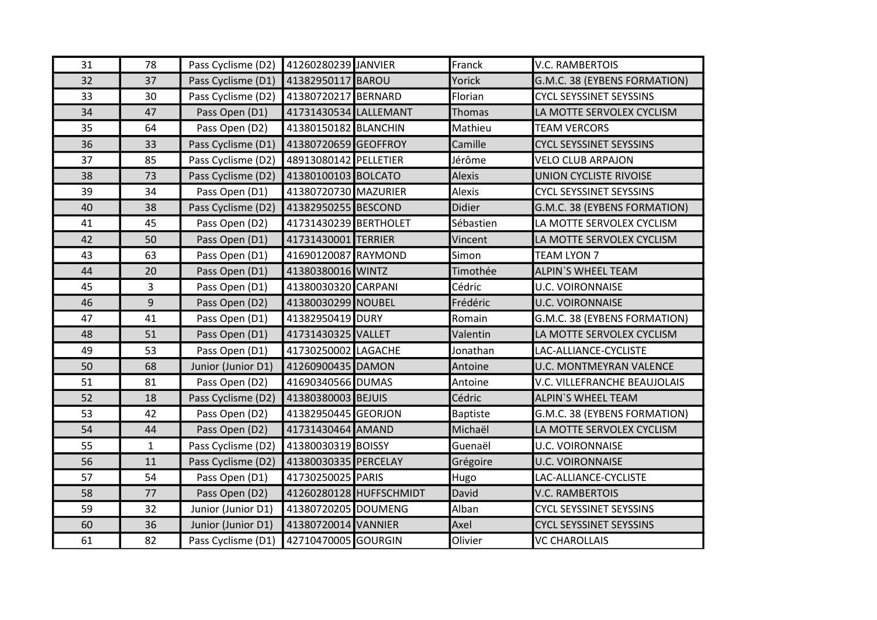| | | | | | | |
|---|---|---|---|---|---|---|
| 31 | 78 | Pass Cyclisme (D2) | 41260280239 | JANVIER | Franck | V.C. RAMBERTOIS |
| 32 | 37 | Pass Cyclisme (D1) | 41382950117 | BAROU | Yorick | G.M.C. 38 (EYBENS FORMATION) |
| 33 | 30 | Pass Cyclisme (D2) | 41380720217 | BERNARD | Florian | CYCL SEYSSINET SEYSSINS |
| 34 | 47 | Pass Open (D1) | 41731430534 | LALLEMANT | Thomas | LA MOTTE SERVOLEX CYCLISM |
| 35 | 64 | Pass Open (D2) | 41380150182 | BLANCHIN | Mathieu | TEAM VERCORS |
| 36 | 33 | Pass Cyclisme (D1) | 41380720659 | GEOFFROY | Camille | CYCL SEYSSINET SEYSSINS |
| 37 | 85 | Pass Cyclisme (D2) | 48913080142 | PELLETIER | Jérôme | VELO CLUB ARPAJON |
| 38 | 73 | Pass Cyclisme (D2) | 41380100103 | BOLCATO | Alexis | UNION CYCLISTE RIVOISE |
| 39 | 34 | Pass Open (D1) | 41380720730 | MAZURIER | Alexis | CYCL SEYSSINET SEYSSINS |
| 40 | 38 | Pass Cyclisme (D2) | 41382950255 | BESCOND | Didier | G.M.C. 38 (EYBENS FORMATION) |
| 41 | 45 | Pass Open (D2) | 41731430239 | BERTHOLET | Sébastien | LA MOTTE SERVOLEX CYCLISM |
| 42 | 50 | Pass Open (D1) | 41731430001 | TERRIER | Vincent | LA MOTTE SERVOLEX CYCLISM |
| 43 | 63 | Pass Open (D1) | 41690120087 | RAYMOND | Simon | TEAM LYON 7 |
| 44 | 20 | Pass Open (D1) | 41380380016 | WINTZ | Timothée | ALPIN`S WHEEL TEAM |
| 45 | 3 | Pass Open (D1) | 41380030320 | CARPANI | Cédric | U.C. VOIRONNAISE |
| 46 | 9 | Pass Open (D2) | 41380030299 | NOUBEL | Frédéric | U.C. VOIRONNAISE |
| 47 | 41 | Pass Open (D1) | 41382950419 | DURY | Romain | G.M.C. 38 (EYBENS FORMATION) |
| 48 | 51 | Pass Open (D1) | 41731430325 | VALLET | Valentin | LA MOTTE SERVOLEX CYCLISM |
| 49 | 53 | Pass Open (D1) | 41730250002 | LAGACHE | Jonathan | LAC-ALLIANCE-CYCLISTE |
| 50 | 68 | Junior (Junior D1) | 41260900435 | DAMON | Antoine | U.C. MONTMEYRAN VALENCE |
| 51 | 81 | Pass Open (D2) | 41690340566 | DUMAS | Antoine | V.C. VILLEFRANCHE BEAUJOLAIS |
| 52 | 18 | Pass Cyclisme (D2) | 41380380003 | BEJUIS | Cédric | ALPIN`S WHEEL TEAM |
| 53 | 42 | Pass Open (D2) | 41382950445 | GEORJON | Baptiste | G.M.C. 38 (EYBENS FORMATION) |
| 54 | 44 | Pass Open (D2) | 41731430464 | AMAND | Michaël | LA MOTTE SERVOLEX CYCLISM |
| 55 | 1 | Pass Cyclisme (D2) | 41380030319 | BOISSY | Guenaël | U.C. VOIRONNAISE |
| 56 | 11 | Pass Cyclisme (D2) | 41380030335 | PERCELAY | Grégoire | U.C. VOIRONNAISE |
| 57 | 54 | Pass Open (D1) | 41730250025 | PARIS | Hugo | LAC-ALLIANCE-CYCLISTE |
| 58 | 77 | Pass Open (D2) | 41260280128 | HUFFSCHMIDT | David | V.C. RAMBERTOIS |
| 59 | 32 | Junior (Junior D1) | 41380720205 | DOUMENG | Alban | CYCL SEYSSINET SEYSSINS |
| 60 | 36 | Junior (Junior D1) | 41380720014 | VANNIER | Axel | CYCL SEYSSINET SEYSSINS |
| 61 | 82 | Pass Cyclisme (D1) | 42710470005 | GOURGIN | Olivier | VC CHAROLLAIS |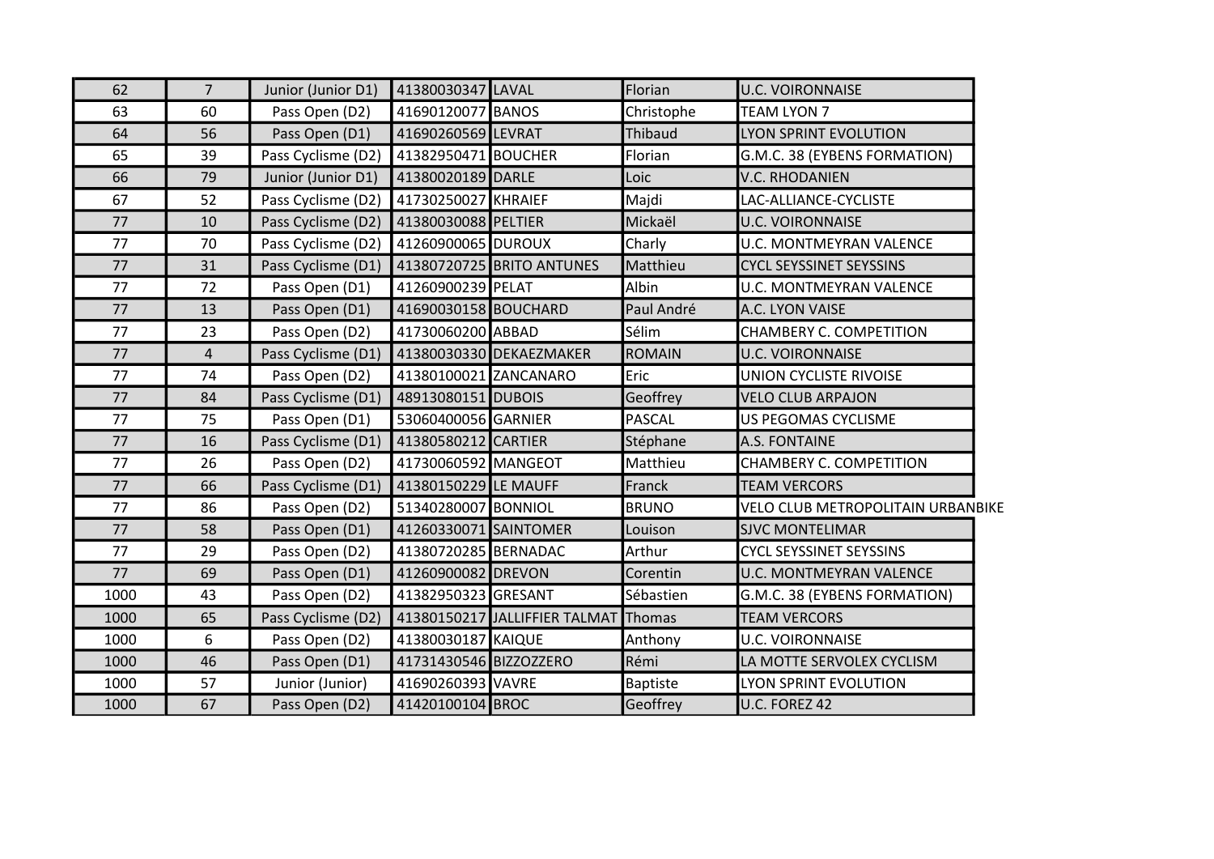| | | | | | | |
|---|---|---|---|---|---|---|
| 62 | 7 | Junior (Junior D1) | 41380030347 | LAVAL | Florian | U.C. VOIRONNAISE |
| 63 | 60 | Pass Open (D2) | 41690120077 | BANOS | Christophe | TEAM LYON 7 |
| 64 | 56 | Pass Open (D1) | 41690260569 | LEVRAT | Thibaud | LYON SPRINT EVOLUTION |
| 65 | 39 | Pass Cyclisme (D2) | 41382950471 | BOUCHER | Florian | G.M.C. 38 (EYBENS FORMATION) |
| 66 | 79 | Junior (Junior D1) | 41380020189 | DARLE | Loic | V.C. RHODANIEN |
| 67 | 52 | Pass Cyclisme (D2) | 41730250027 | KHRAIEF | Majdi | LAC-ALLIANCE-CYCLISTE |
| 77 | 10 | Pass Cyclisme (D2) | 41380030088 | PELTIER | Mickaël | U.C. VOIRONNAISE |
| 77 | 70 | Pass Cyclisme (D2) | 41260900065 | DUROUX | Charly | U.C. MONTMEYRAN VALENCE |
| 77 | 31 | Pass Cyclisme (D1) | 41380720725 | BRITO ANTUNES | Matthieu | CYCL SEYSSINET SEYSSINS |
| 77 | 72 | Pass Open (D1) | 41260900239 | PELAT | Albin | U.C. MONTMEYRAN VALENCE |
| 77 | 13 | Pass Open (D1) | 41690030158 | BOUCHARD | Paul André | A.C. LYON VAISE |
| 77 | 23 | Pass Open (D2) | 41730060200 | ABBAD | Sélim | CHAMBERY C. COMPETITION |
| 77 | 4 | Pass Cyclisme (D1) | 41380030330 | DEKAEZMAKER | ROMAIN | U.C. VOIRONNAISE |
| 77 | 74 | Pass Open (D2) | 41380100021 | ZANCANARO | Eric | UNION CYCLISTE RIVOISE |
| 77 | 84 | Pass Cyclisme (D1) | 48913080151 | DUBOIS | Geoffrey | VELO CLUB ARPAJON |
| 77 | 75 | Pass Open (D1) | 53060400056 | GARNIER | PASCAL | US PEGOMAS CYCLISME |
| 77 | 16 | Pass Cyclisme (D1) | 41380580212 | CARTIER | Stéphane | A.S. FONTAINE |
| 77 | 26 | Pass Open (D2) | 41730060592 | MANGEOT | Matthieu | CHAMBERY C. COMPETITION |
| 77 | 66 | Pass Cyclisme (D1) | 41380150229 | LE MAUFF | Franck | TEAM VERCORS |
| 77 | 86 | Pass Open (D2) | 51340280007 | BONNIOL | BRUNO | VELO CLUB METROPOLITAIN URBANBIKE |
| 77 | 58 | Pass Open (D1) | 41260330071 | SAINTOMER | Louison | SJVC MONTELIMAR |
| 77 | 29 | Pass Open (D2) | 41380720285 | BERNADAC | Arthur | CYCL SEYSSINET SEYSSINS |
| 77 | 69 | Pass Open (D1) | 41260900082 | DREVON | Corentin | U.C. MONTMEYRAN VALENCE |
| 1000 | 43 | Pass Open (D2) | 41382950323 | GRESANT | Sébastien | G.M.C. 38 (EYBENS FORMATION) |
| 1000 | 65 | Pass Cyclisme (D2) | 41380150217 | JALLIFFIER TALMAT | Thomas | TEAM VERCORS |
| 1000 | 6 | Pass Open (D2) | 41380030187 | KAIQUE | Anthony | U.C. VOIRONNAISE |
| 1000 | 46 | Pass Open (D1) | 41731430546 | BIZZOZZERO | Rémi | LA MOTTE SERVOLEX CYCLISM |
| 1000 | 57 | Junior (Junior) | 41690260393 | VAVRE | Baptiste | LYON SPRINT EVOLUTION |
| 1000 | 67 | Pass Open (D2) | 41420100104 | BROC | Geoffrey | U.C. FOREZ 42 |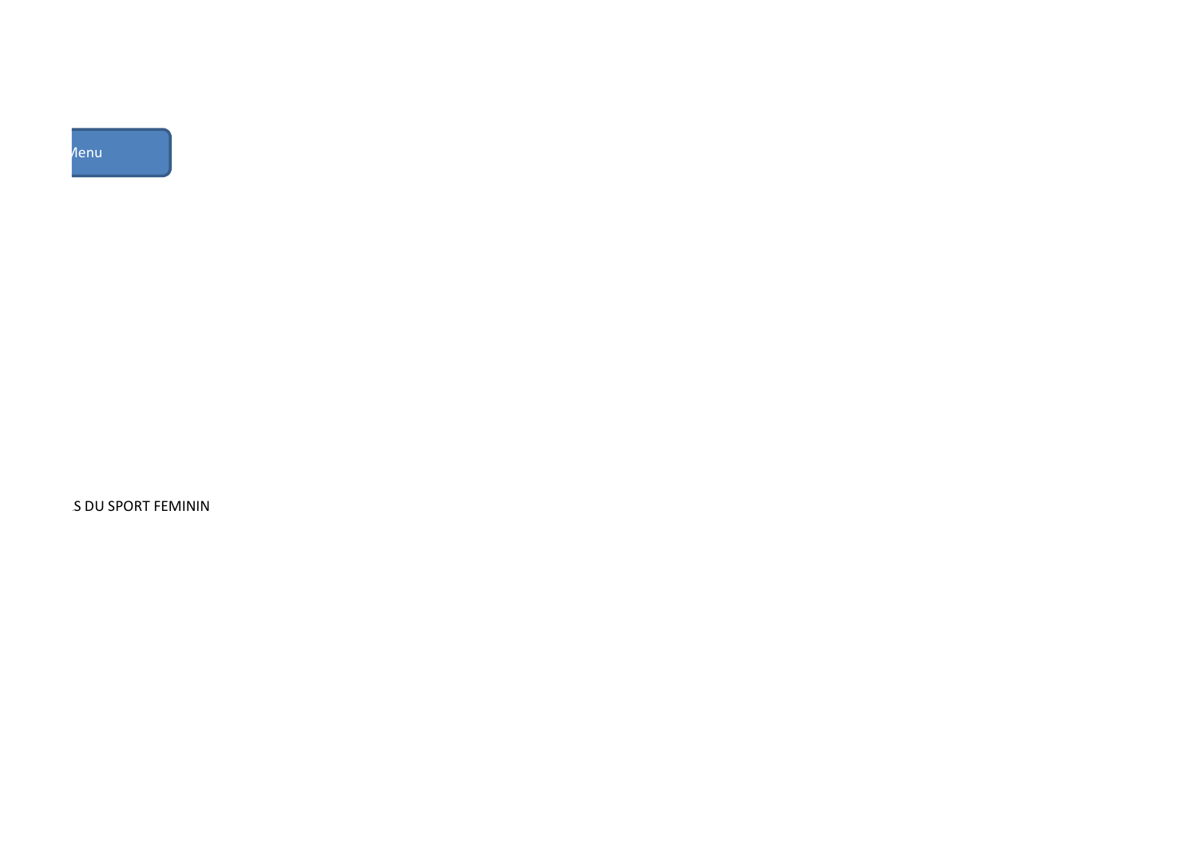Menu

S DU SPORT FEMININ